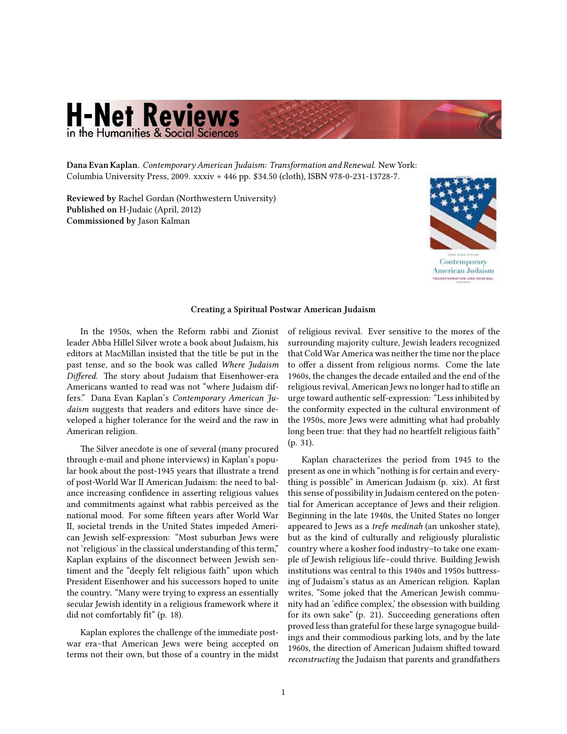# H-Net Reviews
in the Humanities & Social Sciences

**Dana Evan Kaplan**. *Contemporary American Judaism: Transformation and Renewal.* New York: Columbia University Press, 2009. xxxiv + 446 pp. $34.50 (cloth), ISBN 978-0-231-13728-7.

**Reviewed by** Rachel Gordan (Northwestern University)
**Published on** H-Judaic (April, 2012)
**Commissioned by** Jason Kalman

### Creating a Spiritual Postwar American Judaism

In the 1950s, when the Reform rabbi and Zionist leader Abba Hillel Silver wrote a book about Judaism, his editors at MacMillan insisted that the title be put in the past tense, and so the book was called *Where Judaism Differed.* The story about Judaism that Eisenhower-era Americans wanted to read was not "where Judaism differs." Dana Evan Kaplan's *Contemporary American Judaism* suggests that readers and editors have since developed a higher tolerance for the weird and the raw in American religion.

The Silver anecdote is one of several (many procured through e-mail and phone interviews) in Kaplan's popular book about the post-1945 years that illustrate a trend of post-World War II American Judaism: the need to balance increasing confidence in asserting religious values and commitments against what rabbis perceived as the national mood. For some fifteen years after World War II, societal trends in the United States impeded American Jewish self-expression: "Most suburban Jews were not 'religious' in the classical understanding of this term," Kaplan explains of the disconnect between Jewish sentiment and the "deeply felt religious faith" upon which President Eisenhower and his successors hoped to unite the country. "Many were trying to express an essentially secular Jewish identity in a religious framework where it did not comfortably fit" (p. 18).

Kaplan explores the challenge of the immediate postwar era–that American Jews were being accepted on terms not their own, but those of a country in the midst of religious revival. Ever sensitive to the mores of the surrounding majority culture, Jewish leaders recognized that Cold War America was neither the time nor the place to offer a dissent from religious norms. Come the late 1960s, the changes the decade entailed and the end of the religious revival, American Jews no longer had to stifle an urge toward authentic self-expression: "Less inhibited by the conformity expected in the cultural environment of the 1950s, more Jews were admitting what had probably long been true: that they had no heartfelt religious faith" (p. 31).

Kaplan characterizes the period from 1945 to the present as one in which "nothing is for certain and everything is possible" in American Judaism (p. xix). At first this sense of possibility in Judaism centered on the potential for American acceptance of Jews and their religion. Beginning in the late 1940s, the United States no longer appeared to Jews as a *trefe medinah* (an unkosher state), but as the kind of culturally and religiously pluralistic country where a kosher food industry–to take one example of Jewish religious life–could thrive. Building Jewish institutions was central to this 1940s and 1950s buttressing of Judaism's status as an American religion. Kaplan writes, "Some joked that the American Jewish community had an 'edifice complex,' the obsession with building for its own sake" (p. 21). Succeeding generations often proved less than grateful for these large synagogue buildings and their commodious parking lots, and by the late 1960s, the direction of American Judaism shifted toward *reconstructing* the Judaism that parents and grandfathers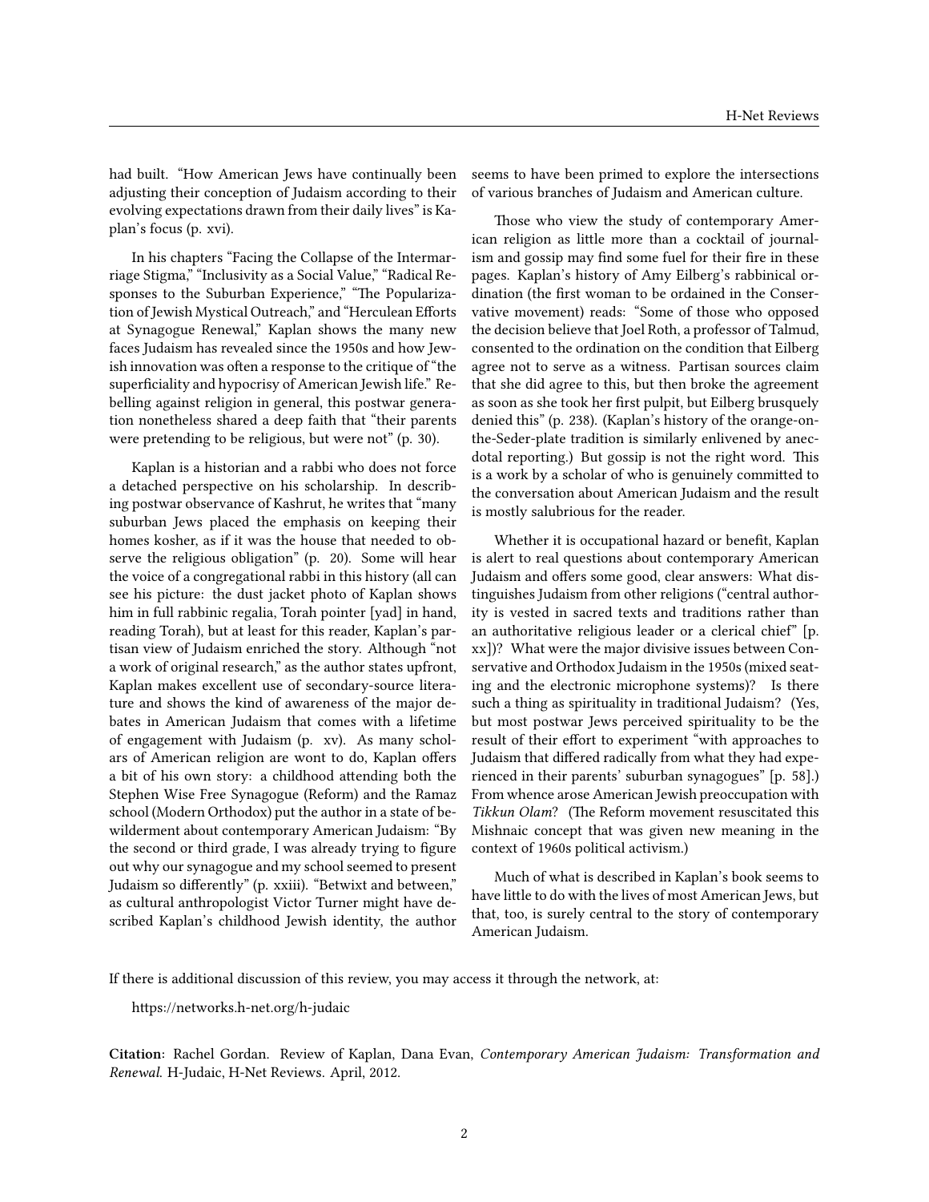had built. "How American Jews have continually been adjusting their conception of Judaism according to their evolving expectations drawn from their daily lives" is Kaplan's focus (p. xvi).

In his chapters "Facing the Collapse of the Intermarriage Stigma," "Inclusivity as a Social Value," "Radical Responses to the Suburban Experience," "The Popularization of Jewish Mystical Outreach," and "Herculean Efforts at Synagogue Renewal," Kaplan shows the many new faces Judaism has revealed since the 1950s and how Jewish innovation was often a response to the critique of "the superficiality and hypocrisy of American Jewish life." Rebelling against religion in general, this postwar generation nonetheless shared a deep faith that "their parents were pretending to be religious, but were not" (p. 30).

Kaplan is a historian and a rabbi who does not force a detached perspective on his scholarship. In describing postwar observance of Kashrut, he writes that "many suburban Jews placed the emphasis on keeping their homes kosher, as if it was the house that needed to observe the religious obligation" (p. 20). Some will hear the voice of a congregational rabbi in this history (all can see his picture: the dust jacket photo of Kaplan shows him in full rabbinic regalia, Torah pointer [yad] in hand, reading Torah), but at least for this reader, Kaplan's partisan view of Judaism enriched the story. Although "not a work of original research," as the author states upfront, Kaplan makes excellent use of secondary-source literature and shows the kind of awareness of the major debates in American Judaism that comes with a lifetime of engagement with Judaism (p. xv). As many scholars of American religion are wont to do, Kaplan offers a bit of his own story: a childhood attending both the Stephen Wise Free Synagogue (Reform) and the Ramaz school (Modern Orthodox) put the author in a state of bewilderment about contemporary American Judaism: "By the second or third grade, I was already trying to figure out why our synagogue and my school seemed to present Judaism so differently" (p. xxiii). "Betwixt and between," as cultural anthropologist Victor Turner might have described Kaplan's childhood Jewish identity, the author seems to have been primed to explore the intersections of various branches of Judaism and American culture.

Those who view the study of contemporary American religion as little more than a cocktail of journalism and gossip may find some fuel for their fire in these pages. Kaplan's history of Amy Eilberg's rabbinical ordination (the first woman to be ordained in the Conservative movement) reads: "Some of those who opposed the decision believe that Joel Roth, a professor of Talmud, consented to the ordination on the condition that Eilberg agree not to serve as a witness. Partisan sources claim that she did agree to this, but then broke the agreement as soon as she took her first pulpit, but Eilberg brusquely denied this" (p. 238). (Kaplan's history of the orange-on-the-Seder-plate tradition is similarly enlivened by anecdotal reporting.) But gossip is not the right word. This is a work by a scholar of who is genuinely committed to the conversation about American Judaism and the result is mostly salubrious for the reader.

Whether it is occupational hazard or benefit, Kaplan is alert to real questions about contemporary American Judaism and offers some good, clear answers: What distinguishes Judaism from other religions ("central authority is vested in sacred texts and traditions rather than an authoritative religious leader or a clerical chief" [p. xx])? What were the major divisive issues between Conservative and Orthodox Judaism in the 1950s (mixed seating and the electronic microphone systems)? Is there such a thing as spirituality in traditional Judaism? (Yes, but most postwar Jews perceived spirituality to be the result of their effort to experiment "with approaches to Judaism that differed radically from what they had experienced in their parents' suburban synagogues" [p. 58].) From whence arose American Jewish preoccupation with *Tikkun Olam*? (The Reform movement resuscitated this Mishnaic concept that was given new meaning in the context of 1960s political activism.)

Much of what is described in Kaplan's book seems to have little to do with the lives of most American Jews, but that, too, is surely central to the story of contemporary American Judaism.

If there is additional discussion of this review, you may access it through the network, at:

https://networks.h-net.org/h-judaic

**Citation:** Rachel Gordan. Review of Kaplan, Dana Evan, *Contemporary American Judaism: Transformation and Renewal*. H-Judaic, H-Net Reviews. April, 2012.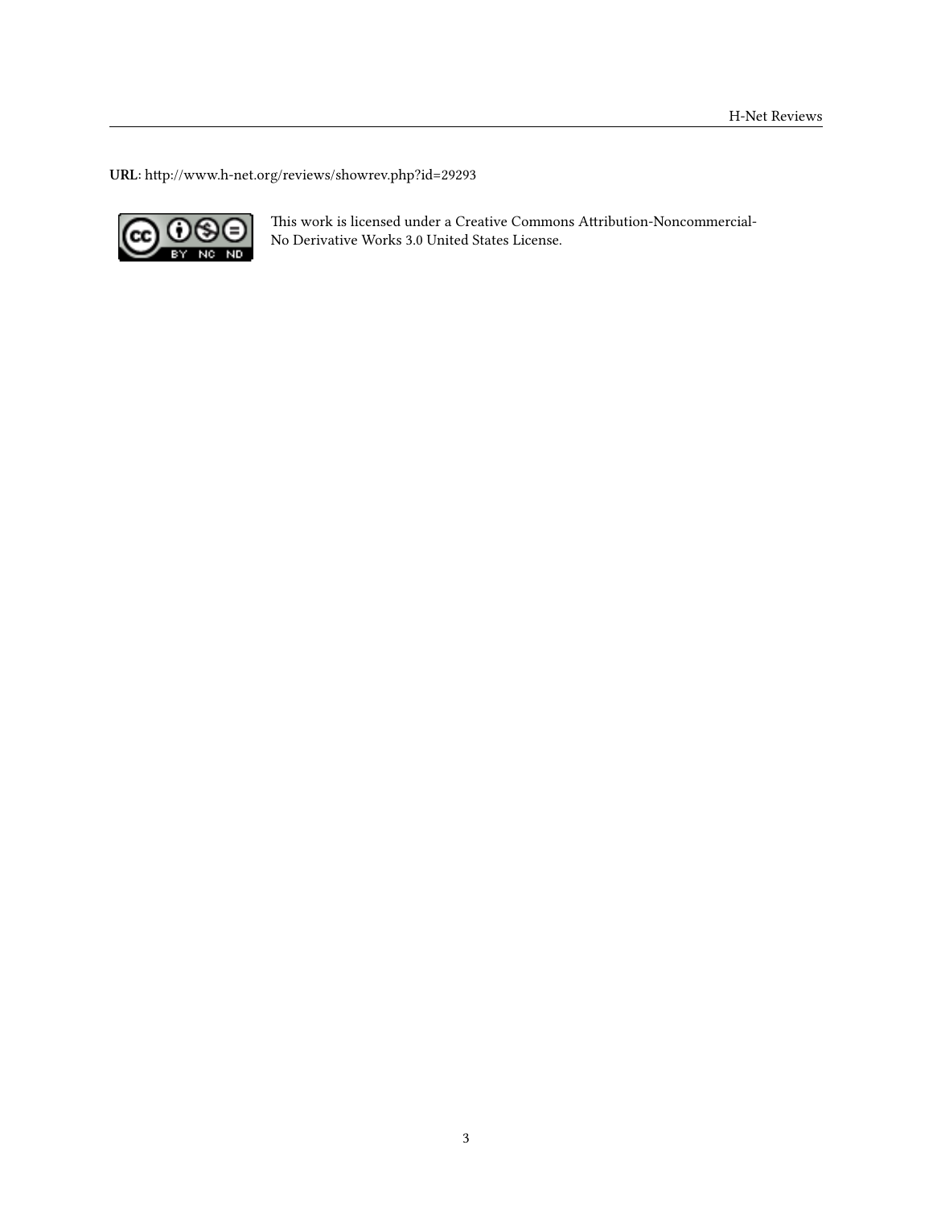**URL**: http://www.h-net.org/reviews/showrev.php?id=29293

This work is licensed under a Creative Commons Attribution-Noncommercial-No Derivative Works 3.0 United States License.